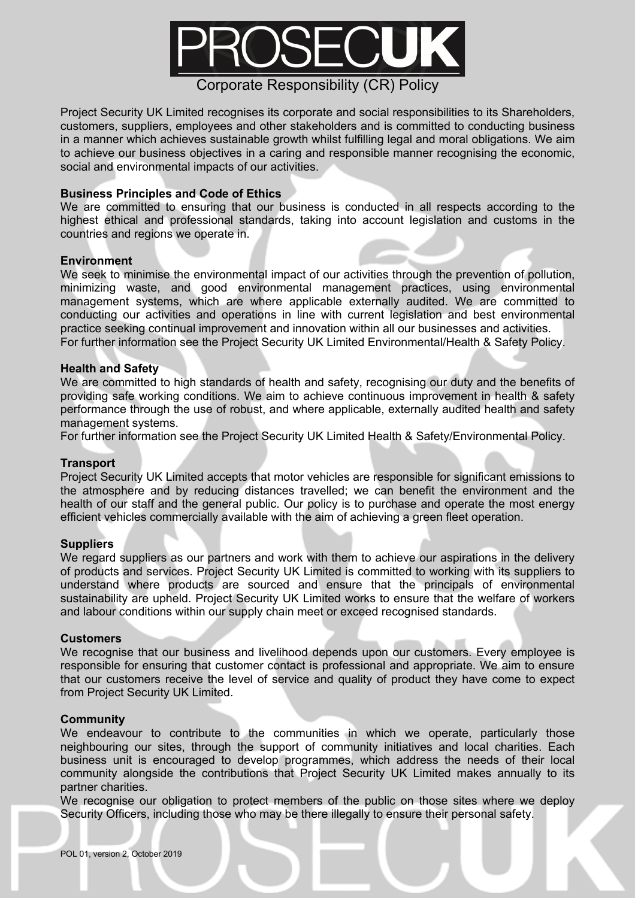# PROSECUK

## Corporate Responsibility (CR) Policy

Project Security UK Limited recognises its corporate and social responsibilities to its Shareholders, customers, suppliers, employees and other stakeholders and is committed to conducting business in a manner which achieves sustainable growth whilst fulfilling legal and moral obligations. We aim to achieve our business objectives in a caring and responsible manner recognising the economic, social and environmental impacts of our activities.

**Business Principles and Code of Ethics**

We are committed to ensuring that our business is conducted in all respects according to the highest ethical and professional standards, taking into account legislation and customs in the countries and regions we operate in.

**Environment**

We seek to minimise the environmental impact of our activities through the prevention of pollution, minimizing waste, and good environmental management practices, using environmental management systems, which are where applicable externally audited. We are committed to conducting our activities and operations in line with current legislation and best environmental practice seeking continual improvement and innovation within all our businesses and activities.
For further information see the Project Security UK Limited Environmental/Health & Safety Policy.

**Health and Safety**

We are committed to high standards of health and safety, recognising our duty and the benefits of providing safe working conditions. We aim to achieve continuous improvement in health & safety performance through the use of robust, and where applicable, externally audited health and safety management systems.
For further information see the Project Security UK Limited Health & Safety/Environmental Policy.

**Transport**

Project Security UK Limited accepts that motor vehicles are responsible for significant emissions to the atmosphere and by reducing distances travelled; we can benefit the environment and the health of our staff and the general public. Our policy is to purchase and operate the most energy efficient vehicles commercially available with the aim of achieving a green fleet operation.

**Suppliers**

We regard suppliers as our partners and work with them to achieve our aspirations in the delivery of products and services. Project Security UK Limited is committed to working with its suppliers to understand where products are sourced and ensure that the principals of environmental sustainability are upheld. Project Security UK Limited works to ensure that the welfare of workers and labour conditions within our supply chain meet or exceed recognised standards.

**Customers**

We recognise that our business and livelihood depends upon our customers. Every employee is responsible for ensuring that customer contact is professional and appropriate. We aim to ensure that our customers receive the level of service and quality of product they have come to expect from Project Security UK Limited.

**Community**

We endeavour to contribute to the communities in which we operate, particularly those neighbouring our sites, through the support of community initiatives and local charities. Each business unit is encouraged to develop programmes, which address the needs of their local community alongside the contributions that Project Security UK Limited makes annually to its partner charities.
We recognise our obligation to protect members of the public on those sites where we deploy Security Officers, including those who may be there illegally to ensure their personal safety.

POL 01, version 2, October 2019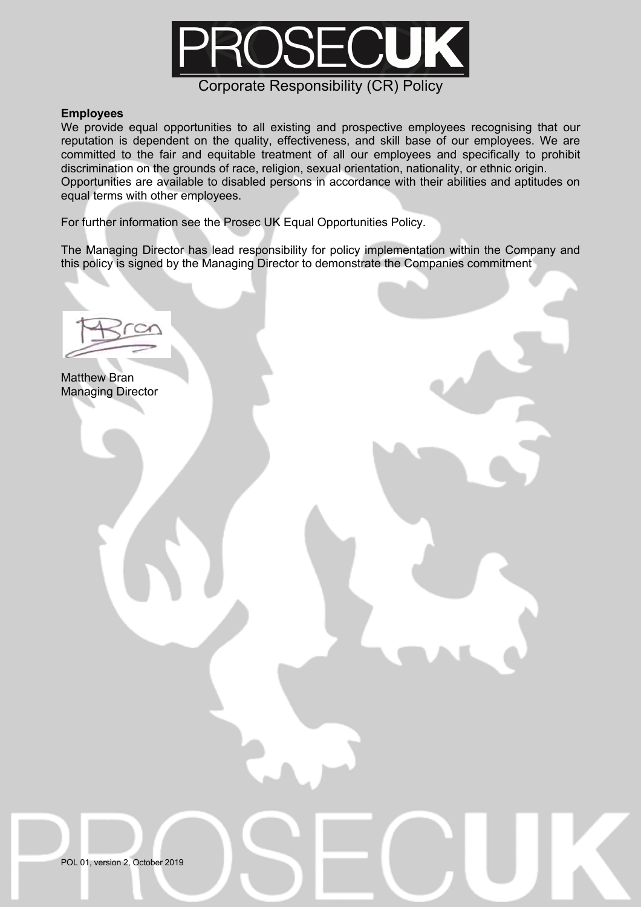PROSECUK

Corporate Responsibility (CR) Policy

**Employees**

We provide equal opportunities to all existing and prospective employees recognising that our reputation is dependent on the quality, effectiveness, and skill base of our employees. We are committed to the fair and equitable treatment of all our employees and specifically to prohibit discrimination on the grounds of race, religion, sexual orientation, nationality, or ethnic origin.
Opportunities are available to disabled persons in accordance with their abilities and aptitudes on equal terms with other employees.

For further information see the Prosec UK Equal Opportunities Policy.

The Managing Director has lead responsibility for policy implementation within the Company and this policy is signed by the Managing Director to demonstrate the Companies commitment

Matthew Bran
Managing Director

POL 01, version 2, October 2019